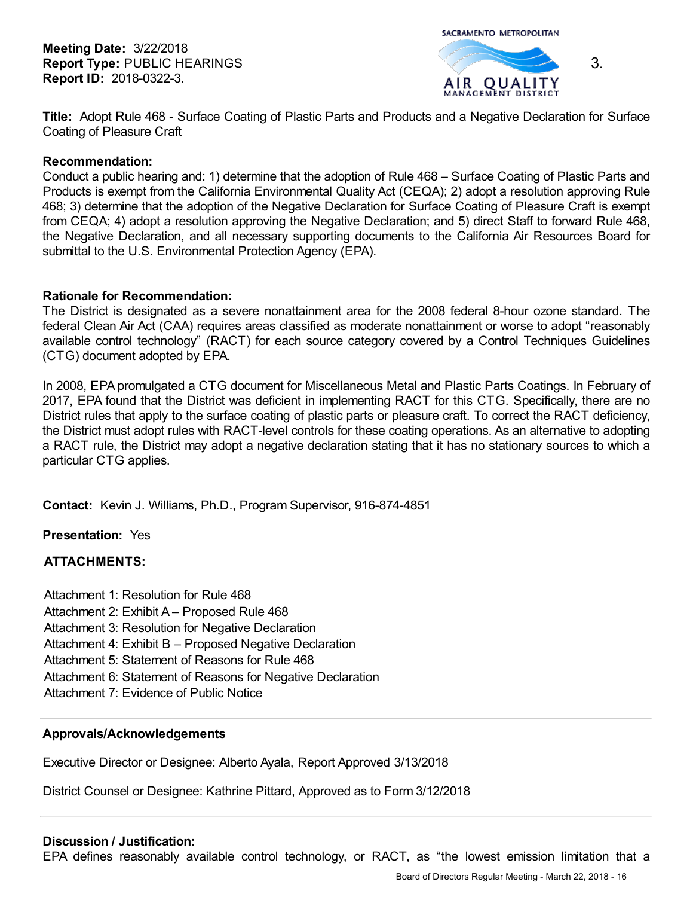**Meeting Date:** 3/22/2018
**Report Type:** PUBLIC HEARINGS
**Report ID:** 2018-0322-3.

3.

**Title:** Adopt Rule 468 - Surface Coating of Plastic Parts and Products and a Negative Declaration for Surface Coating of Pleasure Craft

**Recommendation:**
Conduct a public hearing and: 1) determine that the adoption of Rule 468 – Surface Coating of Plastic Parts and Products is exempt from the California Environmental Quality Act (CEQA); 2) adopt a resolution approving Rule 468; 3) determine that the adoption of the Negative Declaration for Surface Coating of Pleasure Craft is exempt from CEQA; 4) adopt a resolution approving the Negative Declaration; and 5) direct Staff to forward Rule 468, the Negative Declaration, and all necessary supporting documents to the California Air Resources Board for submittal to the U.S. Environmental Protection Agency (EPA).

**Rationale for Recommendation:**
The District is designated as a severe nonattainment area for the 2008 federal 8-hour ozone standard. The federal Clean Air Act (CAA) requires areas classified as moderate nonattainment or worse to adopt "reasonably available control technology" (RACT) for each source category covered by a Control Techniques Guidelines (CTG) document adopted by EPA.

In 2008, EPA promulgated a CTG document for Miscellaneous Metal and Plastic Parts Coatings. In February of 2017, EPA found that the District was deficient in implementing RACT for this CTG. Specifically, there are no District rules that apply to the surface coating of plastic parts or pleasure craft. To correct the RACT deficiency, the District must adopt rules with RACT-level controls for these coating operations. As an alternative to adopting a RACT rule, the District may adopt a negative declaration stating that it has no stationary sources to which a particular CTG applies.

**Contact:** Kevin J. Williams, Ph.D., Program Supervisor, 916-874-4851

**Presentation:** Yes

**ATTACHMENTS:**

Attachment 1: Resolution for Rule 468
Attachment 2: Exhibit A – Proposed Rule 468
Attachment 3: Resolution for Negative Declaration
Attachment 4: Exhibit B – Proposed Negative Declaration
Attachment 5: Statement of Reasons for Rule 468
Attachment 6: Statement of Reasons for Negative Declaration
Attachment 7: Evidence of Public Notice

---

**Approvals/Acknowledgements**

Executive Director or Designee: Alberto Ayala, Report Approved 3/13/2018

District Counsel or Designee: Kathrine Pittard, Approved as to Form 3/12/2018

---

**Discussion / Justification:**
EPA defines reasonably available control technology, or RACT, as "the lowest emission limitation that a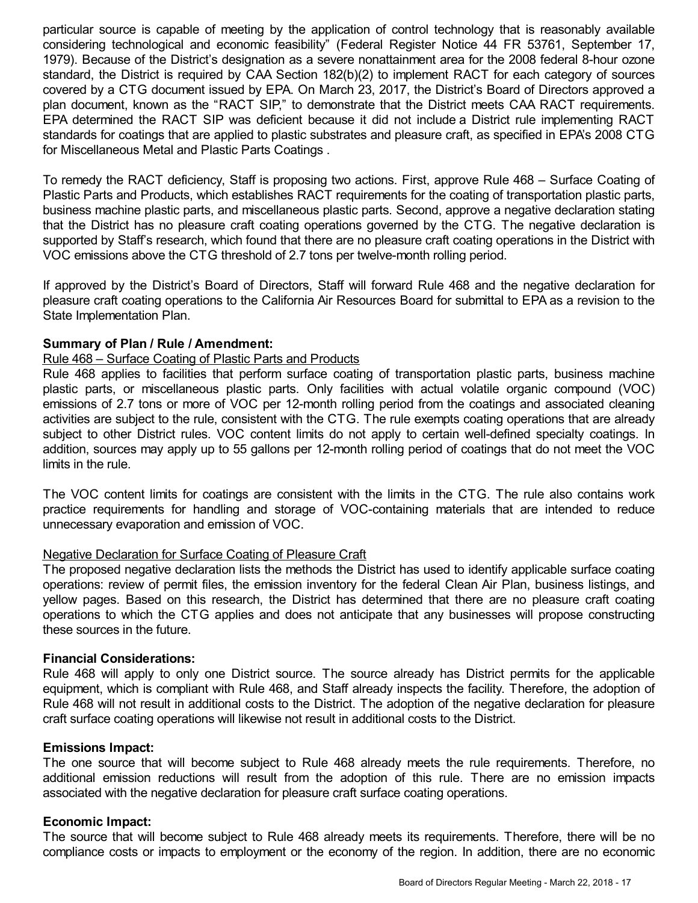particular source is capable of meeting by the application of control technology that is reasonably available considering technological and economic feasibility" (Federal Register Notice 44 FR 53761, September 17, 1979). Because of the District's designation as a severe nonattainment area for the 2008 federal 8-hour ozone standard, the District is required by CAA Section 182(b)(2) to implement RACT for each category of sources covered by a CTG document issued by EPA. On March 23, 2017, the District's Board of Directors approved a plan document, known as the "RACT SIP," to demonstrate that the District meets CAA RACT requirements. EPA determined the RACT SIP was deficient because it did not include a District rule implementing RACT standards for coatings that are applied to plastic substrates and pleasure craft, as specified in EPA's 2008 CTG for Miscellaneous Metal and Plastic Parts Coatings .

To remedy the RACT deficiency, Staff is proposing two actions. First, approve Rule 468 – Surface Coating of Plastic Parts and Products, which establishes RACT requirements for the coating of transportation plastic parts, business machine plastic parts, and miscellaneous plastic parts. Second, approve a negative declaration stating that the District has no pleasure craft coating operations governed by the CTG. The negative declaration is supported by Staff's research, which found that there are no pleasure craft coating operations in the District with VOC emissions above the CTG threshold of 2.7 tons per twelve-month rolling period.

If approved by the District's Board of Directors, Staff will forward Rule 468 and the negative declaration for pleasure craft coating operations to the California Air Resources Board for submittal to EPA as a revision to the State Implementation Plan.

**Summary of Plan / Rule / Amendment:**

<u>Rule 468 – Surface Coating of Plastic Parts and Products</u>

Rule 468 applies to facilities that perform surface coating of transportation plastic parts, business machine plastic parts, or miscellaneous plastic parts. Only facilities with actual volatile organic compound (VOC) emissions of 2.7 tons or more of VOC per 12-month rolling period from the coatings and associated cleaning activities are subject to the rule, consistent with the CTG. The rule exempts coating operations that are already subject to other District rules. VOC content limits do not apply to certain well-defined specialty coatings. In addition, sources may apply up to 55 gallons per 12-month rolling period of coatings that do not meet the VOC limits in the rule.

The VOC content limits for coatings are consistent with the limits in the CTG. The rule also contains work practice requirements for handling and storage of VOC-containing materials that are intended to reduce unnecessary evaporation and emission of VOC.

<u>Negative Declaration for Surface Coating of Pleasure Craft</u>

The proposed negative declaration lists the methods the District has used to identify applicable surface coating operations: review of permit files, the emission inventory for the federal Clean Air Plan, business listings, and yellow pages. Based on this research, the District has determined that there are no pleasure craft coating operations to which the CTG applies and does not anticipate that any businesses will propose constructing these sources in the future.

**Financial Considerations:**

Rule 468 will apply to only one District source. The source already has District permits for the applicable equipment, which is compliant with Rule 468, and Staff already inspects the facility. Therefore, the adoption of Rule 468 will not result in additional costs to the District. The adoption of the negative declaration for pleasure craft surface coating operations will likewise not result in additional costs to the District.

**Emissions Impact:**

The one source that will become subject to Rule 468 already meets the rule requirements. Therefore, no additional emission reductions will result from the adoption of this rule. There are no emission impacts associated with the negative declaration for pleasure craft surface coating operations.

**Economic Impact:**

The source that will become subject to Rule 468 already meets its requirements. Therefore, there will be no compliance costs or impacts to employment or the economy of the region. In addition, there are no economic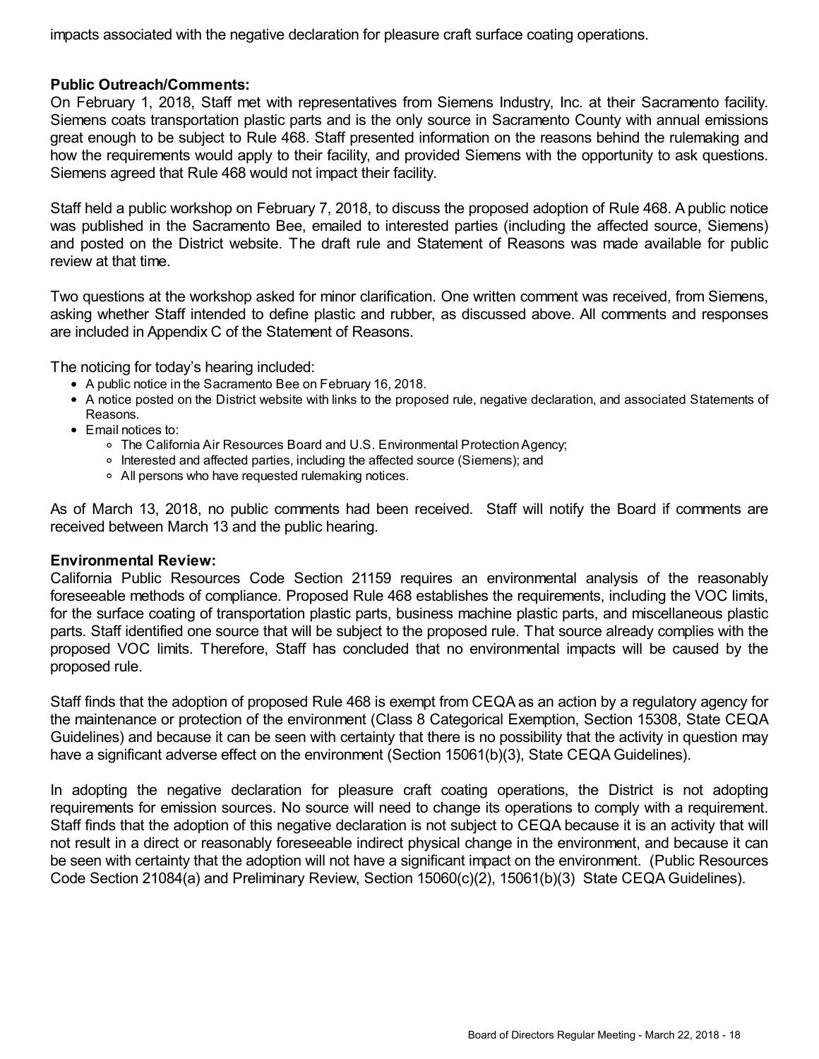impacts associated with the negative declaration for pleasure craft surface coating operations.

**Public Outreach/Comments:**

On February 1, 2018, Staff met with representatives from Siemens Industry, Inc. at their Sacramento facility. Siemens coats transportation plastic parts and is the only source in Sacramento County with annual emissions great enough to be subject to Rule 468. Staff presented information on the reasons behind the rulemaking and how the requirements would apply to their facility, and provided Siemens with the opportunity to ask questions. Siemens agreed that Rule 468 would not impact their facility.

Staff held a public workshop on February 7, 2018, to discuss the proposed adoption of Rule 468. A public notice was published in the Sacramento Bee, emailed to interested parties (including the affected source, Siemens) and posted on the District website. The draft rule and Statement of Reasons was made available for public review at that time.

Two questions at the workshop asked for minor clarification. One written comment was received, from Siemens, asking whether Staff intended to define plastic and rubber, as discussed above. All comments and responses are included in Appendix C of the Statement of Reasons.

The noticing for today's hearing included:

- A public notice in the Sacramento Bee on February 16, 2018.
- A notice posted on the District website with links to the proposed rule, negative declaration, and associated Statements of Reasons.
- Email notices to:
  - The California Air Resources Board and U.S. Environmental Protection Agency;
  - Interested and affected parties, including the affected source (Siemens); and
  - All persons who have requested rulemaking notices.

As of March 13, 2018, no public comments had been received. Staff will notify the Board if comments are received between March 13 and the public hearing.

**Environmental Review:**

California Public Resources Code Section 21159 requires an environmental analysis of the reasonably foreseeable methods of compliance. Proposed Rule 468 establishes the requirements, including the VOC limits, for the surface coating of transportation plastic parts, business machine plastic parts, and miscellaneous plastic parts. Staff identified one source that will be subject to the proposed rule. That source already complies with the proposed VOC limits. Therefore, Staff has concluded that no environmental impacts will be caused by the proposed rule.

Staff finds that the adoption of proposed Rule 468 is exempt from CEQA as an action by a regulatory agency for the maintenance or protection of the environment (Class 8 Categorical Exemption, Section 15308, State CEQA Guidelines) and because it can be seen with certainty that there is no possibility that the activity in question may have a significant adverse effect on the environment (Section 15061(b)(3), State CEQA Guidelines).

In adopting the negative declaration for pleasure craft coating operations, the District is not adopting requirements for emission sources. No source will need to change its operations to comply with a requirement. Staff finds that the adoption of this negative declaration is not subject to CEQA because it is an activity that will not result in a direct or reasonably foreseeable indirect physical change in the environment, and because it can be seen with certainty that the adoption will not have a significant impact on the environment. (Public Resources Code Section 21084(a) and Preliminary Review, Section 15060(c)(2), 15061(b)(3) State CEQA Guidelines).